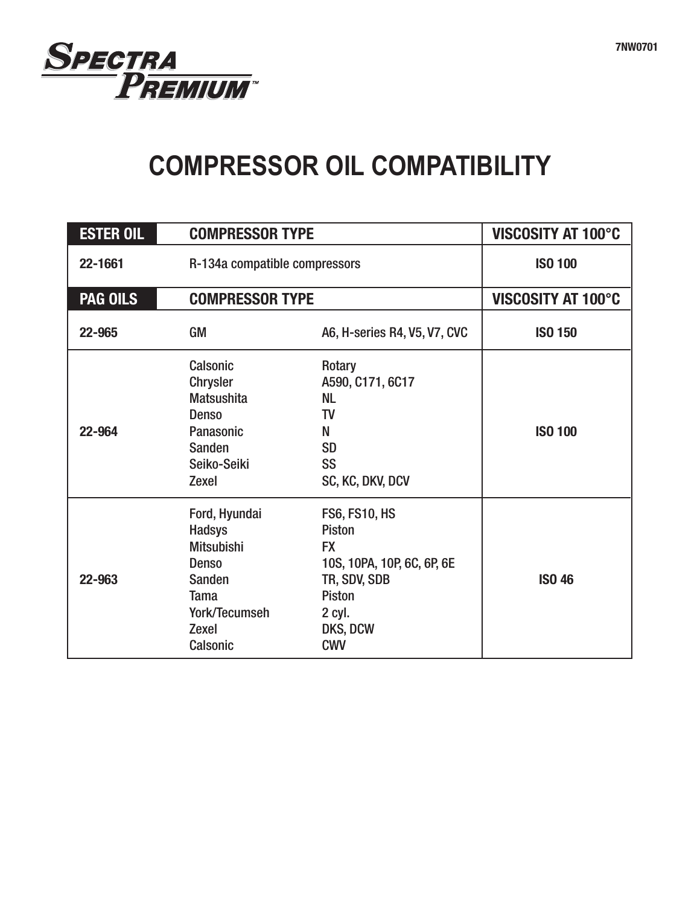Spectra Premium™

7NW0701

# COMPRESSOR OIL COMPATIBILITY

| ESTER OIL | COMPRESSOR TYPE | | VISCOSITY AT 100°C |
|---|---|---|---|
| 22-1661 | R-134a compatible compressors | | ISO 100 |
| **PAG OILS** | **COMPRESSOR TYPE** | | **VISCOSITY AT 100°C** |
| 22-965 | GM | A6, H-series R4, V5, V7, CVC | ISO 150 |
| 22-964 | Calsonic | Rotary | ISO 100 |
| | Chrysler | A590, C171, 6C17 | |
| | Matsushita | NL | |
| | Denso | TV | |
| | Panasonic | N | |
| | Sanden | SD | |
| | Seiko-Seiki | SS | |
| | Zexel | SC, KC, DKV, DCV | |
| 22-963 | Ford, Hyundai | FS6, FS10, HS | ISO 46 |
| | Hadsys | Piston | |
| | Mitsubishi | FX | |
| | Denso | 10S, 10PA, 10P, 6C, 6P, 6E | |
| | Sanden | TR, SDV, SDB | |
| | Tama | Piston | |
| | York/Tecumseh | 2 cyl. | |
| | Zexel | DKS, DCW | |
| | Calsonic | CWV | |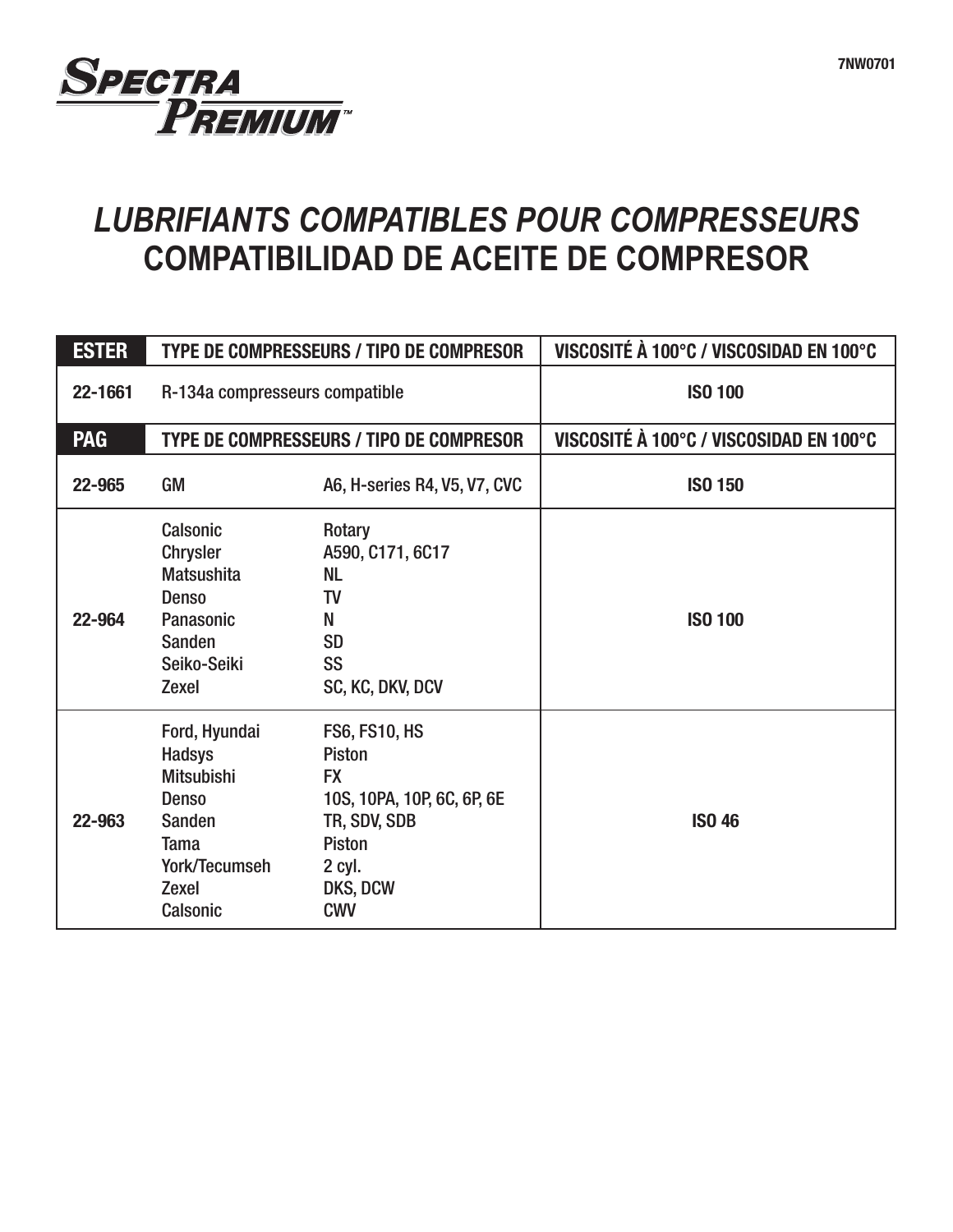7NW0701

**SPECTRA PREMIUM™**

# *LUBRIFIANTS COMPATIBLES POUR COMPRESSEURS*
# COMPATIBILIDAD DE ACEITE DE COMPRESOR

| ESTER | TYPE DE COMPRESSEURS / TIPO DE COMPRESOR | | VISCOSITÉ À 100°C / VISCOSIDAD EN 100°C |
|---|---|---|---|
| 22-1661 | R-134a compresseurs compatible | | ISO 100 |
| **PAG** | **TYPE DE COMPRESSEURS / TIPO DE COMPRESOR** | | **VISCOSITÉ À 100°C / VISCOSIDAD EN 100°C** |
| 22-965 | GM | A6, H-series R4, V5, V7, CVC | ISO 150 |
| 22-964 | Calsonic<br>Chrysler<br>Matsushita<br>Denso<br>Panasonic<br>Sanden<br>Seiko-Seiki<br>Zexel | Rotary<br>A590, C171, 6C17<br>NL<br>TV<br>N<br>SD<br>SS<br>SC, KC, DKV, DCV | ISO 100 |
| 22-963 | Ford, Hyundai<br>Hadsys<br>Mitsubishi<br>Denso<br>Sanden<br>Tama<br>York/Tecumseh<br>Zexel<br>Calsonic | FS6, FS10, HS<br>Piston<br>FX<br>10S, 10PA, 10P, 6C, 6P, 6E<br>TR, SDV, SDB<br>Piston<br>2 cyl.<br>DKS, DCW<br>CWV | ISO 46 |